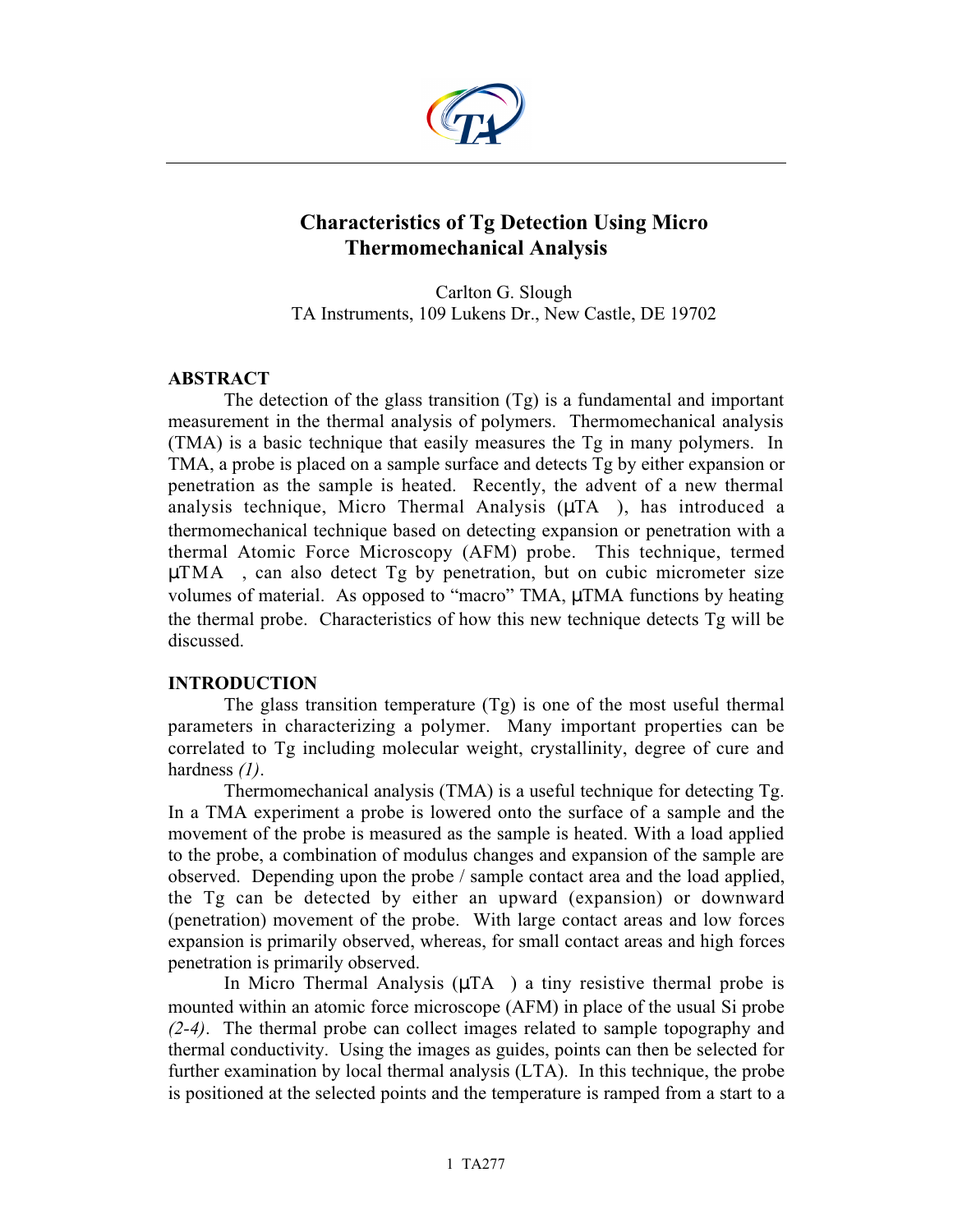# Characteristics of Tg Detection Using Micro Thermomechanical Analysis

Carlton G. Slough
TA Instruments, 109 Lukens Dr., New Castle, DE 19702

## ABSTRACT

The detection of the glass transition (Tg) is a fundamental and important measurement in the thermal analysis of polymers. Thermomechanical analysis (TMA) is a basic technique that easily measures the Tg in many polymers. In TMA, a probe is placed on a sample surface and detects Tg by either expansion or penetration as the sample is heated. Recently, the advent of a new thermal analysis technique, Micro Thermal Analysis (μTA ), has introduced a thermomechanical technique based on detecting expansion or penetration with a thermal Atomic Force Microscopy (AFM) probe. This technique, termed μTMA , can also detect Tg by penetration, but on cubic micrometer size volumes of material. As opposed to "macro" TMA, μTMA functions by heating the thermal probe. Characteristics of how this new technique detects Tg will be discussed.

## INTRODUCTION

The glass transition temperature (Tg) is one of the most useful thermal parameters in characterizing a polymer. Many important properties can be correlated to Tg including molecular weight, crystallinity, degree of cure and hardness *(1)*.

Thermomechanical analysis (TMA) is a useful technique for detecting Tg. In a TMA experiment a probe is lowered onto the surface of a sample and the movement of the probe is measured as the sample is heated. With a load applied to the probe, a combination of modulus changes and expansion of the sample are observed. Depending upon the probe / sample contact area and the load applied, the Tg can be detected by either an upward (expansion) or downward (penetration) movement of the probe. With large contact areas and low forces expansion is primarily observed, whereas, for small contact areas and high forces penetration is primarily observed.

In Micro Thermal Analysis (μTA ) a tiny resistive thermal probe is mounted within an atomic force microscope (AFM) in place of the usual Si probe *(2-4)*. The thermal probe can collect images related to sample topography and thermal conductivity. Using the images as guides, points can then be selected for further examination by local thermal analysis (LTA). In this technique, the probe is positioned at the selected points and the temperature is ramped from a start to a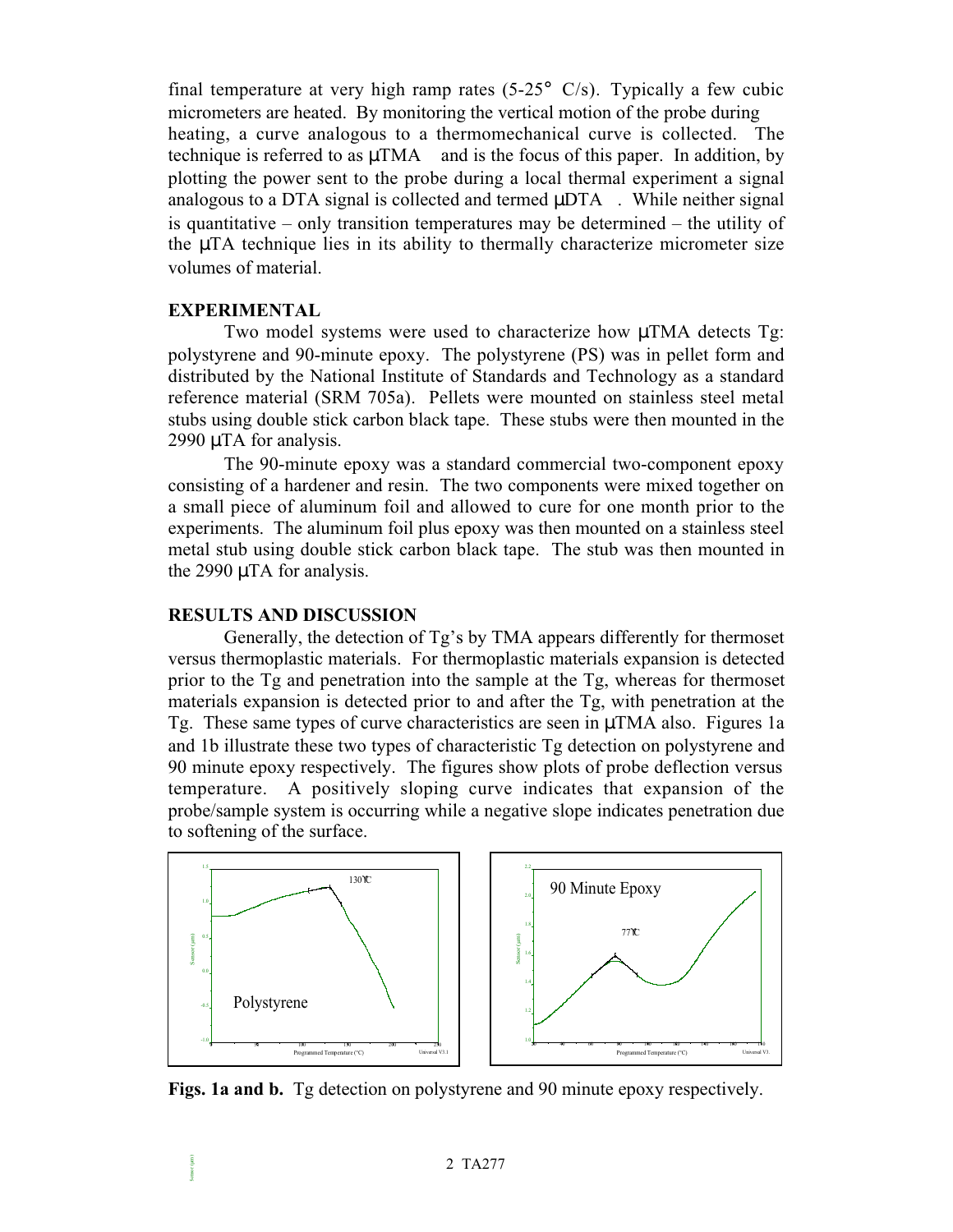final temperature at very high ramp rates (5-25° C/s). Typically a few cubic micrometers are heated. By monitoring the vertical motion of the probe during heating, a curve analogous to a thermomechanical curve is collected. The technique is referred to as μTMA and is the focus of this paper. In addition, by plotting the power sent to the probe during a local thermal experiment a signal analogous to a DTA signal is collected and termed μDTA. While neither signal is quantitative – only transition temperatures may be determined – the utility of the μTA technique lies in its ability to thermally characterize micrometer size volumes of material.

## EXPERIMENTAL

Two model systems were used to characterize how μTMA detects Tg: polystyrene and 90-minute epoxy. The polystyrene (PS) was in pellet form and distributed by the National Institute of Standards and Technology as a standard reference material (SRM 705a). Pellets were mounted on stainless steel metal stubs using double stick carbon black tape. These stubs were then mounted in the 2990 μTA for analysis.

The 90-minute epoxy was a standard commercial two-component epoxy consisting of a hardener and resin. The two components were mixed together on a small piece of aluminum foil and allowed to cure for one month prior to the experiments. The aluminum foil plus epoxy was then mounted on a stainless steel metal stub using double stick carbon black tape. The stub was then mounted in the 2990 μTA for analysis.

## RESULTS AND DISCUSSION

Generally, the detection of Tg's by TMA appears differently for thermoset versus thermoplastic materials. For thermoplastic materials expansion is detected prior to the Tg and penetration into the sample at the Tg, whereas for thermoset materials expansion is detected prior to and after the Tg, with penetration at the Tg. These same types of curve characteristics are seen in μTMA also. Figures 1a and 1b illustrate these two types of characteristic Tg detection on polystyrene and 90 minute epoxy respectively. The figures show plots of probe deflection versus temperature. A positively sloping curve indicates that expansion of the probe/sample system is occurring while a negative slope indicates penetration due to softening of the surface.

130°C

Polystyrene

Sensor (μm)

Programmed Temperature (°C)

Universal V3.1

90 Minute Epoxy

77°C

Sensor (μm)

Programmed Temperature (°C)

Universal V3.

**Figs. 1a and b.** Tg detection on polystyrene and 90 minute epoxy respectively.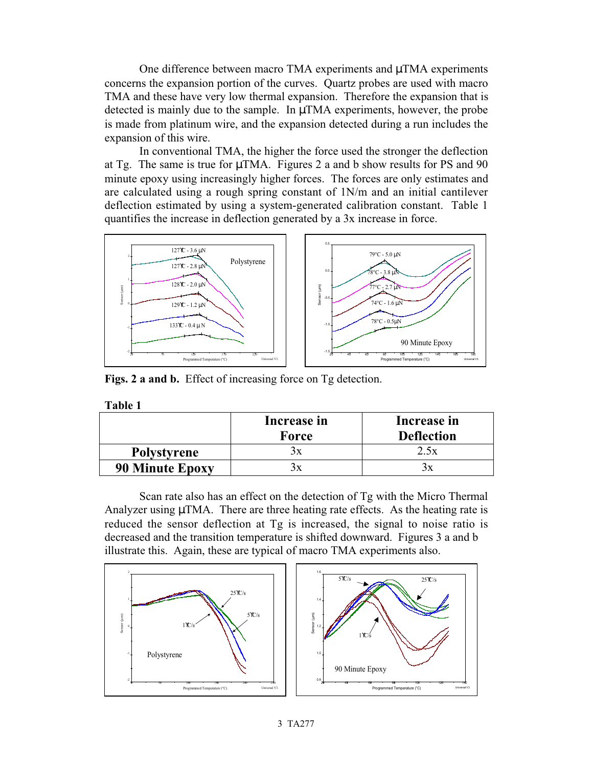One difference between macro TMA experiments and μTMA experiments concerns the expansion portion of the curves. Quartz probes are used with macro TMA and these have very low thermal expansion. Therefore the expansion that is detected is mainly due to the sample. In μTMA experiments, however, the probe is made from platinum wire, and the expansion detected during a run includes the expansion of this wire.

In conventional TMA, the higher the force used the stronger the deflection at Tg. The same is true for μTMA. Figures 2 a and b show results for PS and 90 minute epoxy using increasingly higher forces. The forces are only estimates and are calculated using a rough spring constant of 1N/m and an initial cantilever deflection estimated by using a system-generated calibration constant. Table 1 quantifies the increase in deflection generated by a 3x increase in force.

**Figs. 2 a and b.** Effect of increasing force on Tg detection.

**Table 1**

| | Increase in Force | Increase in Deflection |
|---|---|---|
| **Polystyrene** | 3x | 2.5x |
| **90 Minute Epoxy** | 3x | 3x |

Scan rate also has an effect on the detection of Tg with the Micro Thermal Analyzer using μTMA. There are three heating rate effects. As the heating rate is reduced the sensor deflection at Tg is increased, the signal to noise ratio is decreased and the transition temperature is shifted downward. Figures 3 a and b illustrate this. Again, these are typical of macro TMA experiments also.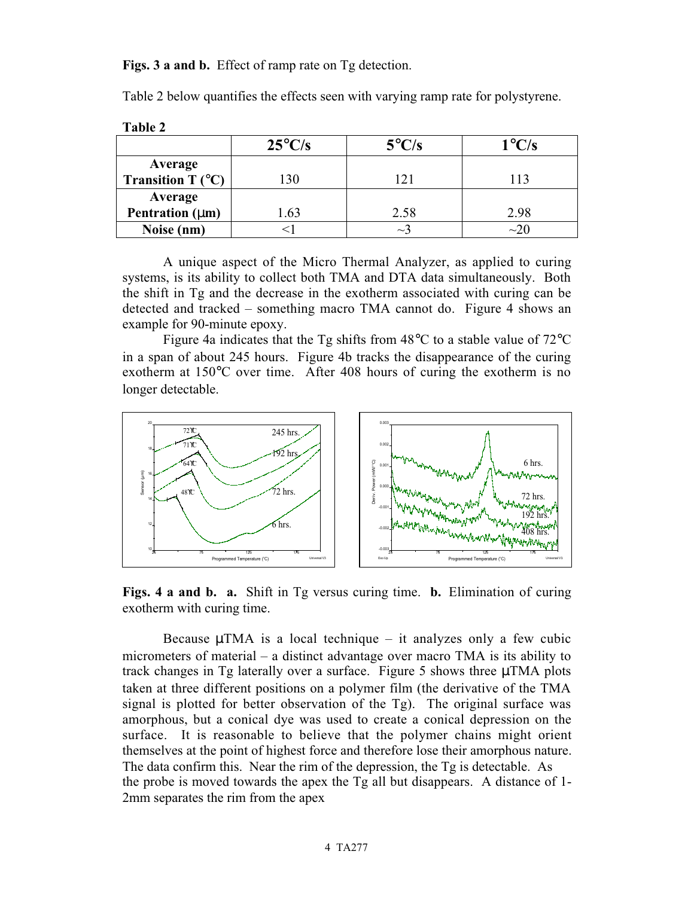**Figs. 3 a and b.** Effect of ramp rate on Tg detection.

Table 2 below quantifies the effects seen with varying ramp rate for polystyrene.

**Table 2**

| | **25°C/s** | **5°C/s** | **1°C/s** |
|---|---|---|---|
| **Average Transition T (°C)** | 130 | 121 | 113 |
| **Average Pentration (μm)** | 1.63 | 2.58 | 2.98 |
| **Noise (nm)** | <1 | ~3 | ~20 |

A unique aspect of the Micro Thermal Analyzer, as applied to curing systems, is its ability to collect both TMA and DTA data simultaneously. Both the shift in Tg and the decrease in the exotherm associated with curing can be detected and tracked – something macro TMA cannot do. Figure 4 shows an example for 90-minute epoxy.

Figure 4a indicates that the Tg shifts from 48°C to a stable value of 72°C in a span of about 245 hours. Figure 4b tracks the disappearance of the curing exotherm at 150°C over time. After 408 hours of curing the exotherm is no longer detectable.

72°C
71°C
64°C
48°C
245 hrs.
192 hrs.
72 hrs.
6 hrs.
Sensor (μm)
Programmed Temperature (°C)
Universal V3

6 hrs.
72 hrs.
192 hrs.
408 hrs.
Deriv. Power (mW/°C)
Exo Up
Programmed Temperature (°C)
Universal V3

**Figs. 4 a and b. a.** Shift in Tg versus curing time. **b.** Elimination of curing exotherm with curing time.

Because μTMA is a local technique – it analyzes only a few cubic micrometers of material – a distinct advantage over macro TMA is its ability to track changes in Tg laterally over a surface. Figure 5 shows three μTMA plots taken at three different positions on a polymer film (the derivative of the TMA signal is plotted for better observation of the Tg). The original surface was amorphous, but a conical dye was used to create a conical depression on the surface. It is reasonable to believe that the polymer chains might orient themselves at the point of highest force and therefore lose their amorphous nature. The data confirm this. Near the rim of the depression, the Tg is detectable. As the probe is moved towards the apex the Tg all but disappears. A distance of 1-2mm separates the rim from the apex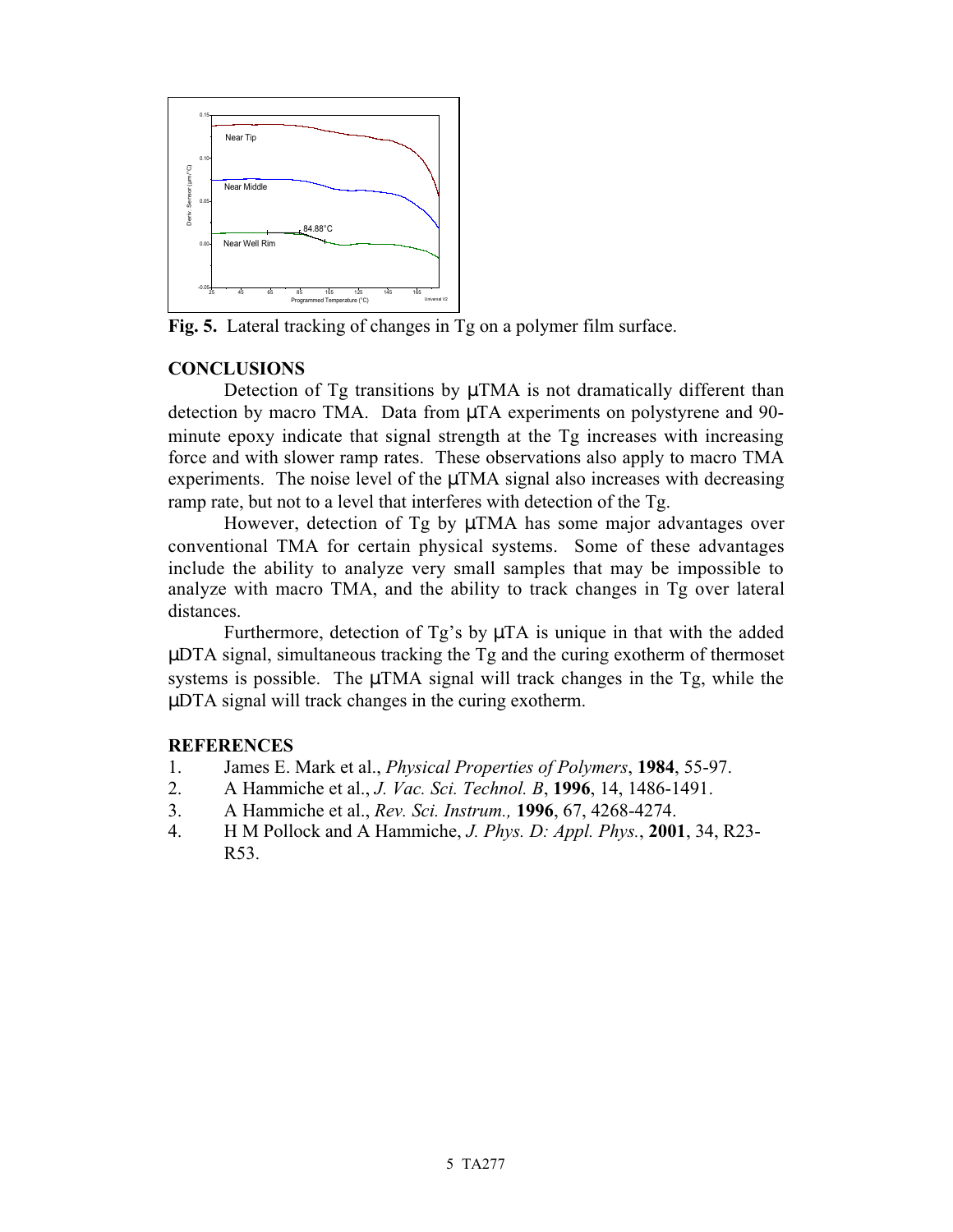0.15
0.10
0.05
0.00
-0.05
Deriv. Sensor (µm/°C)
Near Tip
Near Middle
84.88°C
Near Well Rim
25 45 65 85 105 125 145 165
Programmed Temperature (°C)
Universal V2

**Fig. 5.** Lateral tracking of changes in Tg on a polymer film surface.

## CONCLUSIONS

Detection of Tg transitions by µTMA is not dramatically different than detection by macro TMA. Data from µTA experiments on polystyrene and 90-minute epoxy indicate that signal strength at the Tg increases with increasing force and with slower ramp rates. These observations also apply to macro TMA experiments. The noise level of the µTMA signal also increases with decreasing ramp rate, but not to a level that interferes with detection of the Tg.

However, detection of Tg by µTMA has some major advantages over conventional TMA for certain physical systems. Some of these advantages include the ability to analyze very small samples that may be impossible to analyze with macro TMA, and the ability to track changes in Tg over lateral distances.

Furthermore, detection of Tg's by µTA is unique in that with the added µDTA signal, simultaneous tracking the Tg and the curing exotherm of thermoset systems is possible. The µTMA signal will track changes in the Tg, while the µDTA signal will track changes in the curing exotherm.

## REFERENCES

1. James E. Mark et al., *Physical Properties of Polymers*, **1984**, 55-97.
2. A Hammiche et al., *J. Vac. Sci. Technol. B*, **1996**, 14, 1486-1491.
3. A Hammiche et al., *Rev. Sci. Instrum.,* **1996**, 67, 4268-4274.
4. H M Pollock and A Hammiche, *J. Phys. D: Appl. Phys.*, **2001**, 34, R23-R53.